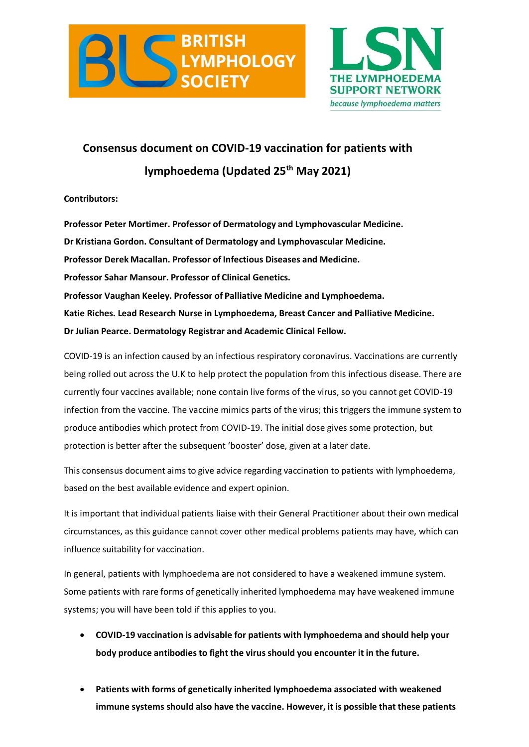BRITISH LYMPHOLOGY SOCIETY

LSN THE LYMPHOEDEMA SUPPORT NETWORK *because lymphoedema matters*

# Consensus document on COVID-19 vaccination for patients with lymphoedema (Updated 25th May 2021)

**Contributors:**

**Professor Peter Mortimer. Professor of Dermatology and Lymphovascular Medicine.**
**Dr Kristiana Gordon. Consultant of Dermatology and Lymphovascular Medicine.**
**Professor Derek Macallan. Professor of Infectious Diseases and Medicine.**
**Professor Sahar Mansour. Professor of Clinical Genetics.**
**Professor Vaughan Keeley. Professor of Palliative Medicine and Lymphoedema.**
**Katie Riches. Lead Research Nurse in Lymphoedema, Breast Cancer and Palliative Medicine.**
**Dr Julian Pearce. Dermatology Registrar and Academic Clinical Fellow.**

COVID-19 is an infection caused by an infectious respiratory coronavirus. Vaccinations are currently being rolled out across the U.K to help protect the population from this infectious disease. There are currently four vaccines available; none contain live forms of the virus, so you cannot get COVID-19 infection from the vaccine. The vaccine mimics parts of the virus; this triggers the immune system to produce antibodies which protect from COVID-19. The initial dose gives some protection, but protection is better after the subsequent 'booster' dose, given at a later date.

This consensus document aims to give advice regarding vaccination to patients with lymphoedema, based on the best available evidence and expert opinion.

It is important that individual patients liaise with their General Practitioner about their own medical circumstances, as this guidance cannot cover other medical problems patients may have, which can influence suitability for vaccination.

In general, patients with lymphoedema are not considered to have a weakened immune system. Some patients with rare forms of genetically inherited lymphoedema may have weakened immune systems; you will have been told if this applies to you.

- **COVID-19 vaccination is advisable for patients with lymphoedema and should help your body produce antibodies to fight the virus should you encounter it in the future.**
- **Patients with forms of genetically inherited lymphoedema associated with weakened immune systems should also have the vaccine. However, it is possible that these patients**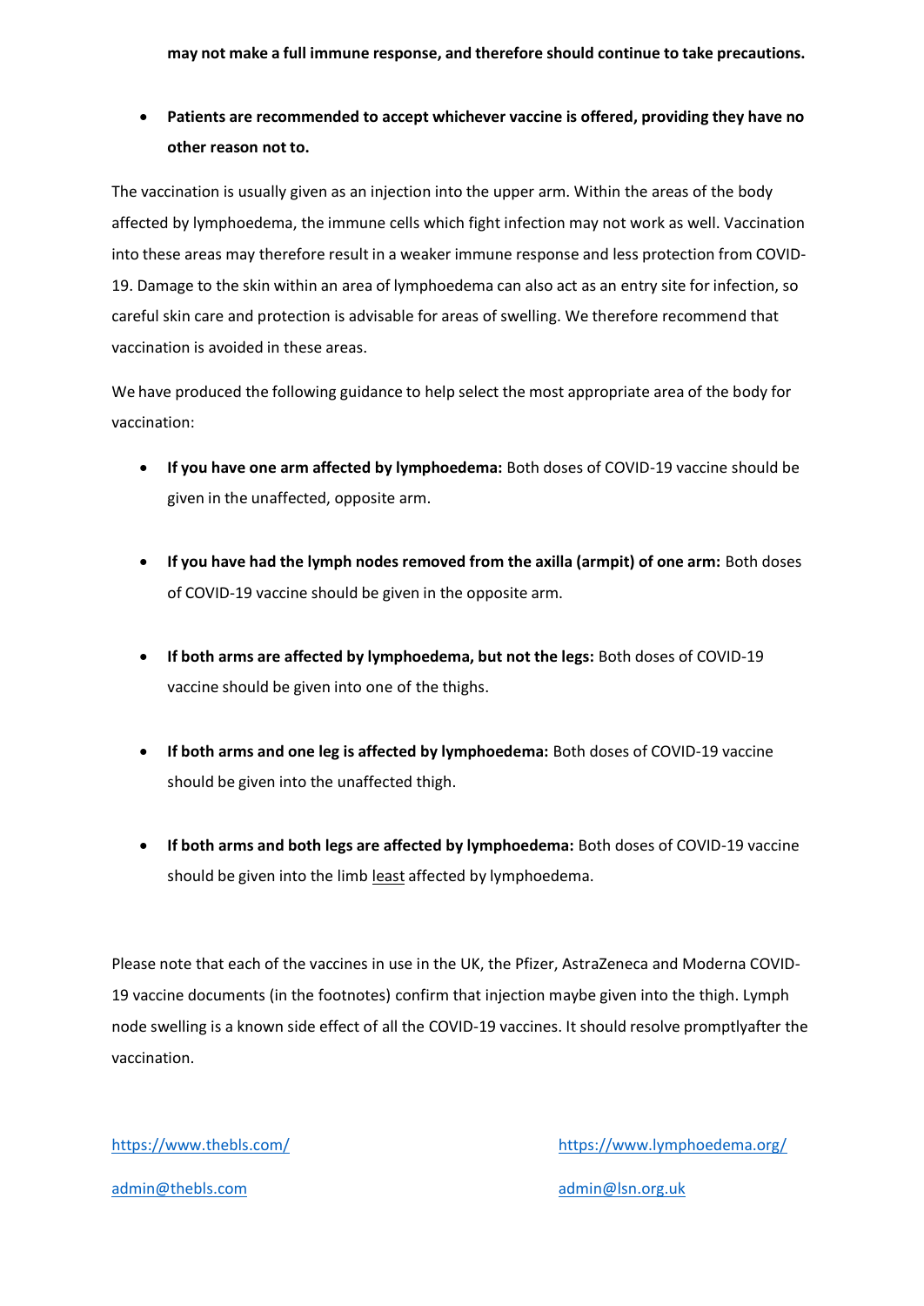**may not make a full immune response, and therefore should continue to take precautions.**

- **Patients are recommended to accept whichever vaccine is offered, providing they have no other reason not to.**

The vaccination is usually given as an injection into the upper arm. Within the areas of the body affected by lymphoedema, the immune cells which fight infection may not work as well. Vaccination into these areas may therefore result in a weaker immune response and less protection from COVID-19. Damage to the skin within an area of lymphoedema can also act as an entry site for infection, so careful skin care and protection is advisable for areas of swelling. We therefore recommend that vaccination is avoided in these areas.

We have produced the following guidance to help select the most appropriate area of the body for vaccination:

- **If you have one arm affected by lymphoedema:** Both doses of COVID-19 vaccine should be given in the unaffected, opposite arm.

- **If you have had the lymph nodes removed from the axilla (armpit) of one arm:** Both doses of COVID-19 vaccine should be given in the opposite arm.

- **If both arms are affected by lymphoedema, but not the legs:** Both doses of COVID-19 vaccine should be given into one of the thighs.

- **If both arms and one leg is affected by lymphoedema:** Both doses of COVID-19 vaccine should be given into the unaffected thigh.

- **If both arms and both legs are affected by lymphoedema:** Both doses of COVID-19 vaccine should be given into the limb least affected by lymphoedema.

Please note that each of the vaccines in use in the UK, the Pfizer, AstraZeneca and Moderna COVID-19 vaccine documents (in the footnotes) confirm that injection maybe given into the thigh. Lymph node swelling is a known side effect of all the COVID-19 vaccines. It should resolve promptlyafter the vaccination.

https://www.thebls.com/

admin@thebls.com

https://www.lymphoedema.org/

admin@lsn.org.uk